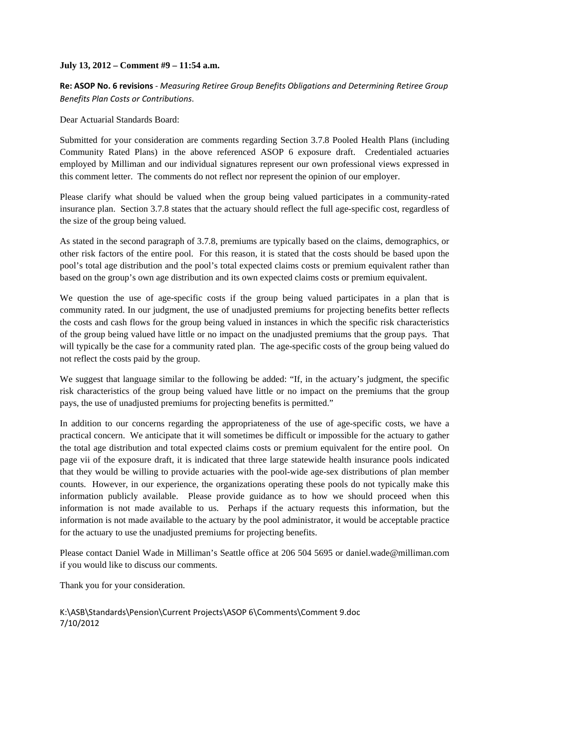**July 13, 2012 – Comment #9 – 11:54 a.m.**

**Re: ASOP No. 6 revisions** - *Measuring Retiree Group Benefits Obligations and Determining Retiree Group Benefits Plan Costs or Contributions*.

Dear Actuarial Standards Board:

Submitted for your consideration are comments regarding Section 3.7.8 Pooled Health Plans (including Community Rated Plans) in the above referenced ASOP 6 exposure draft. Credentialed actuaries employed by Milliman and our individual signatures represent our own professional views expressed in this comment letter. The comments do not reflect nor represent the opinion of our employer.

Please clarify what should be valued when the group being valued participates in a community-rated insurance plan. Section 3.7.8 states that the actuary should reflect the full age-specific cost, regardless of the size of the group being valued.

As stated in the second paragraph of 3.7.8, premiums are typically based on the claims, demographics, or other risk factors of the entire pool. For this reason, it is stated that the costs should be based upon the pool's total age distribution and the pool's total expected claims costs or premium equivalent rather than based on the group's own age distribution and its own expected claims costs or premium equivalent.

We question the use of age-specific costs if the group being valued participates in a plan that is community rated. In our judgment, the use of unadjusted premiums for projecting benefits better reflects the costs and cash flows for the group being valued in instances in which the specific risk characteristics of the group being valued have little or no impact on the unadjusted premiums that the group pays. That will typically be the case for a community rated plan. The age-specific costs of the group being valued do not reflect the costs paid by the group.

We suggest that language similar to the following be added: "If, in the actuary's judgment, the specific risk characteristics of the group being valued have little or no impact on the premiums that the group pays, the use of unadjusted premiums for projecting benefits is permitted."

In addition to our concerns regarding the appropriateness of the use of age-specific costs, we have a practical concern. We anticipate that it will sometimes be difficult or impossible for the actuary to gather the total age distribution and total expected claims costs or premium equivalent for the entire pool. On page vii of the exposure draft, it is indicated that three large statewide health insurance pools indicated that they would be willing to provide actuaries with the pool-wide age-sex distributions of plan member counts. However, in our experience, the organizations operating these pools do not typically make this information publicly available. Please provide guidance as to how we should proceed when this information is not made available to us. Perhaps if the actuary requests this information, but the information is not made available to the actuary by the pool administrator, it would be acceptable practice for the actuary to use the unadjusted premiums for projecting benefits.

Please contact Daniel Wade in Milliman's Seattle office at 206 504 5695 or daniel.wade@milliman.com if you would like to discuss our comments.

Thank you for your consideration.

K:\ASB\Standards\Pension\Current Projects\ASOP 6\Comments\Comment 9.doc
7/10/2012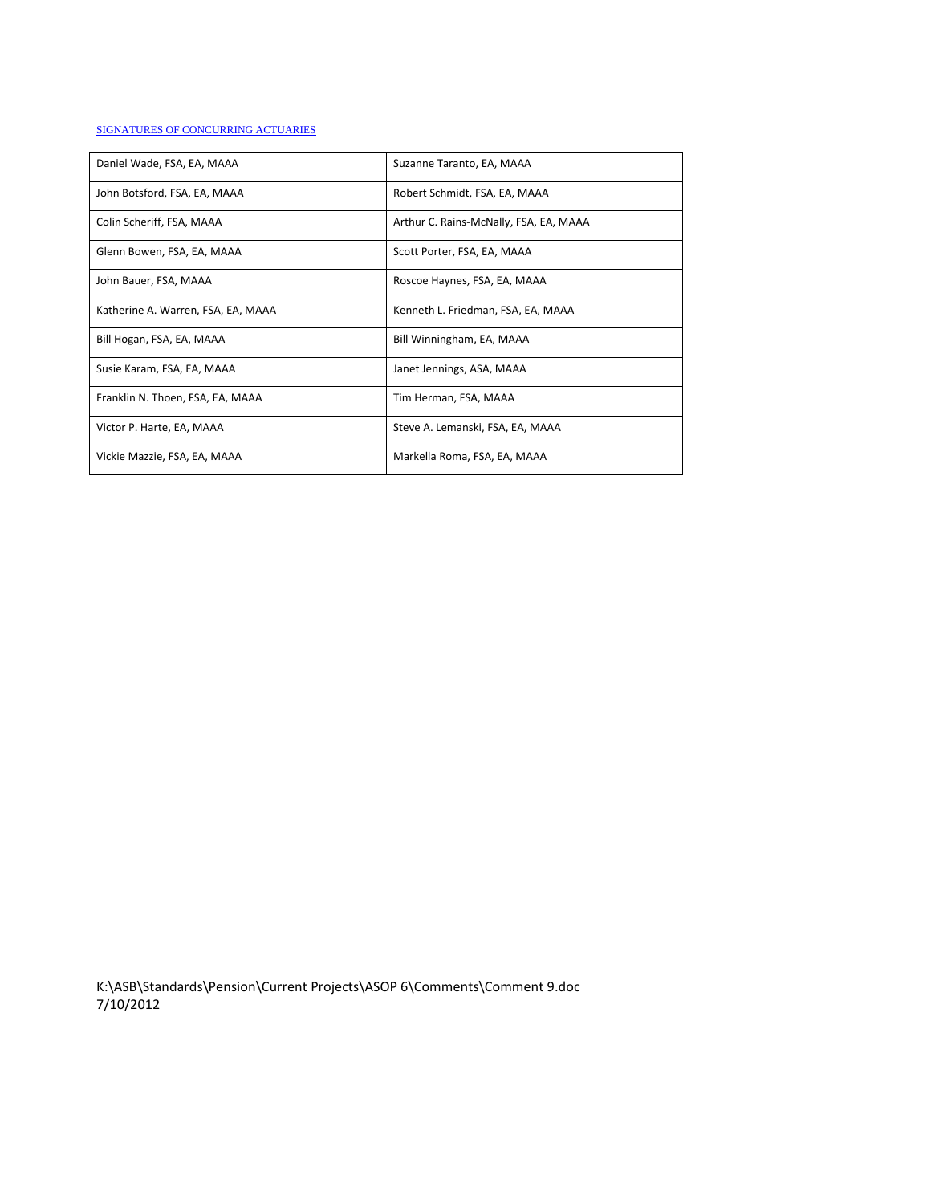SIGNATURES OF CONCURRING ACTUARIES

| | |
|---|---|
| Daniel Wade, FSA, EA, MAAA | Suzanne Taranto, EA, MAAA |
| John Botsford, FSA, EA, MAAA | Robert Schmidt, FSA, EA, MAAA |
| Colin Scheriff, FSA, MAAA | Arthur C. Rains-McNally, FSA, EA, MAAA |
| Glenn Bowen, FSA, EA, MAAA | Scott Porter, FSA, EA, MAAA |
| John Bauer, FSA, MAAA | Roscoe Haynes, FSA, EA, MAAA |
| Katherine A. Warren, FSA, EA, MAAA | Kenneth L. Friedman, FSA, EA, MAAA |
| Bill Hogan, FSA, EA, MAAA | Bill Winningham, EA, MAAA |
| Susie Karam, FSA, EA, MAAA | Janet Jennings, ASA, MAAA |
| Franklin N. Thoen, FSA, EA, MAAA | Tim Herman, FSA, MAAA |
| Victor P. Harte, EA, MAAA | Steve A. Lemanski, FSA, EA, MAAA |
| Vickie Mazzie, FSA, EA, MAAA | Markella Roma, FSA, EA, MAAA |

K:\ASB\Standards\Pension\Current Projects\ASOP 6\Comments\Comment 9.doc
7/10/2012